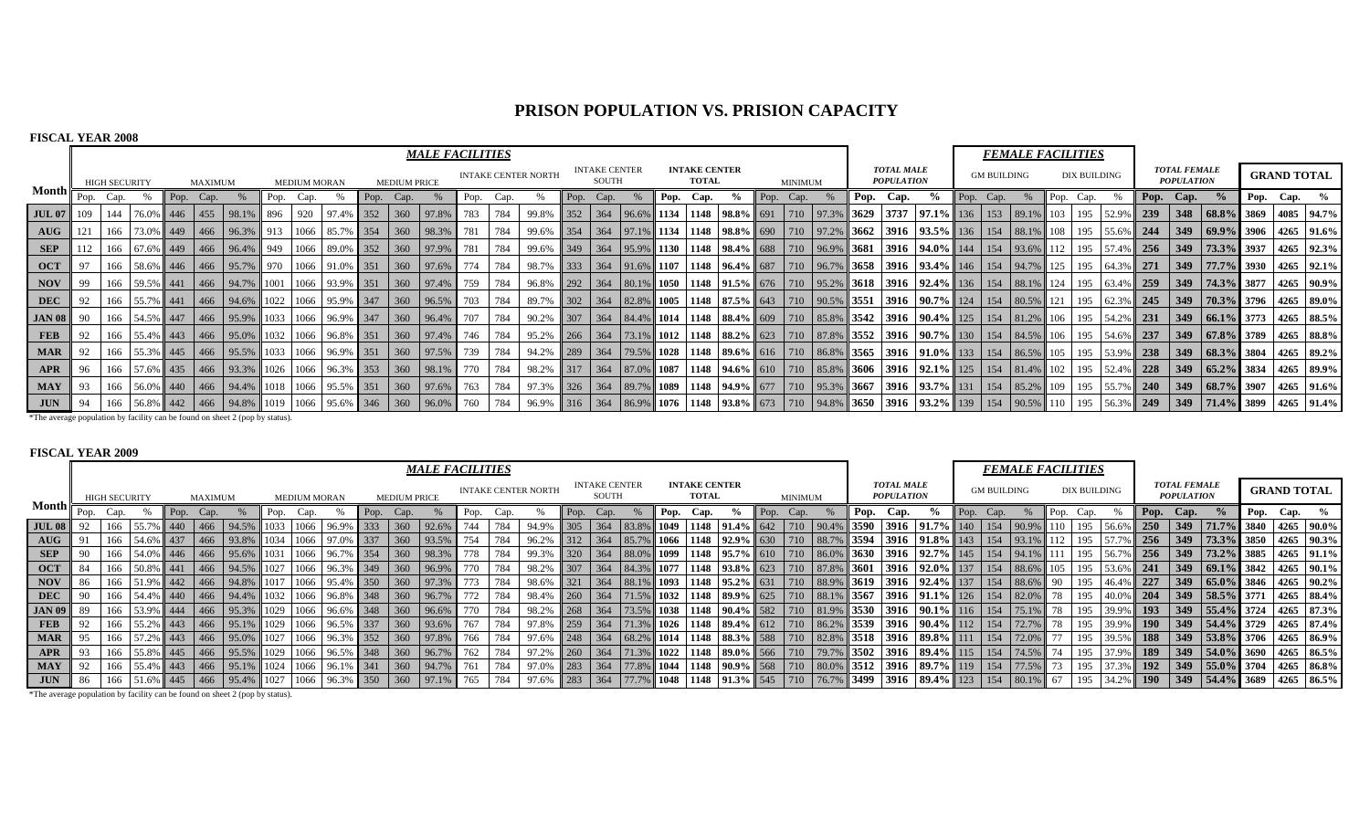# PRISON POPULATION VS. PRISION CAPACITY

## FISCAL YEAR 2008

| Month | MALE FACILITIES | | | | | | | | | | | | | | | | | | | | | | | | | | | | FEMALE FACILITIES | | | | | | | | | | | |
|---|---|---|---|---|---|---|---|---|---|---|---|---|---|---|---|---|---|---|---|---|---|---|---|---|---|---|---|---|---|---|---|---|---|---|---|---|---|---|---|---|
| | HIGH SECURITY | | | MAXIMUM | | | MEDIUM MORAN | | | MEDIUM PRICE | | | INTAKE CENTER NORTH | | | INTAKE CENTER SOUTH | | | INTAKE CENTER TOTAL | | | MINIMUM | | | TOTAL MALE POPULATION | | | GM BUILDING | | | DIX BUILDING | | | TOTAL FEMALE POPULATION | | | GRAND TOTAL | | |
| | Pop. | Cap. | % | Pop. | Cap. | % | Pop. | Cap. | % | Pop. | Cap. | % | Pop. | Cap. | % | Pop. | Cap. | % | Pop. | Cap. | % | Pop. | Cap. | % | Pop. | Cap. | % | Pop. | Cap. | % | Pop. | Cap. | % | Pop. | Cap. | % | Pop. | Cap. | % |
| **JUL 07** | 109 | 144 | 76.0% | 446 | 455 | 98.1% | 896 | 920 | 97.4% | 352 | 360 | 97.8% | 783 | 784 | 99.8% | 352 | 364 | 96.6% | **1134** | **1148** | **98.8%** | 691 | 710 | 97.3% | **3629** | **3737** | **97.1%** | 136 | 153 | 89.1% | 103 | 195 | 52.9% | **239** | **348** | **68.8%** | **3869** | **4085** | **94.7%** |
| **AUG** | 121 | 166 | 73.0% | 449 | 466 | 96.3% | 913 | 1066 | 85.7% | 354 | 360 | 98.3% | 781 | 784 | 99.6% | 354 | 364 | 97.1% | **1134** | **1148** | **98.8%** | 690 | 710 | 97.2% | **3662** | **3916** | **93.5%** | 136 | 154 | 88.1% | 108 | 195 | 55.6% | **244** | **349** | **69.9%** | **3906** | **4265** | **91.6%** |
| **SEP** | 112 | 166 | 67.6% | 449 | 466 | 96.4% | 949 | 1066 | 89.0% | 352 | 360 | 97.9% | 781 | 784 | 99.6% | 349 | 364 | 95.9% | **1130** | **1148** | **98.4%** | 688 | 710 | 96.9% | **3681** | **3916** | **94.0%** | 144 | 154 | 93.6% | 112 | 195 | 57.4% | **256** | **349** | **73.3%** | **3937** | **4265** | **92.3%** |
| **OCT** | 97 | 166 | 58.6% | 446 | 466 | 95.7% | 970 | 1066 | 91.0% | 351 | 360 | 97.6% | 774 | 784 | 98.7% | 333 | 364 | 91.6% | **1107** | **1148** | **96.4%** | 687 | 710 | 96.7% | **3658** | **3916** | **93.4%** | 146 | 154 | 94.7% | 125 | 195 | 64.3% | **271** | **349** | **77.7%** | **3930** | **4265** | **92.1%** |
| **NOV** | 99 | 166 | 59.5% | 441 | 466 | 94.7% | 1001 | 1066 | 93.9% | 351 | 360 | 97.4% | 759 | 784 | 96.8% | 292 | 364 | 80.1% | **1050** | **1148** | **91.5%** | 676 | 710 | 95.2% | **3618** | **3916** | **92.4%** | 136 | 154 | 88.1% | 124 | 195 | 63.4% | **259** | **349** | **74.3%** | **3877** | **4265** | **90.9%** |
| **DEC** | 92 | 166 | 55.7% | 441 | 466 | 94.6% | 1022 | 1066 | 95.9% | 347 | 360 | 96.5% | 703 | 784 | 89.7% | 302 | 364 | 82.8% | **1005** | **1148** | **87.5%** | 643 | 710 | 90.5% | **3551** | **3916** | **90.7%** | 124 | 154 | 80.5% | 121 | 195 | 62.3% | **245** | **349** | **70.3%** | **3796** | **4265** | **89.0%** |
| **JAN 08** | 90 | 166 | 54.5% | 447 | 466 | 95.9% | 1033 | 1066 | 96.9% | 347 | 360 | 96.4% | 707 | 784 | 90.2% | 307 | 364 | 84.4% | **1014** | **1148** | **88.4%** | 609 | 710 | 85.8% | **3542** | **3916** | **90.4%** | 125 | 154 | 81.2% | 106 | 195 | 54.2% | **231** | **349** | **66.1%** | **3773** | **4265** | **88.5%** |
| **FEB** | 92 | 166 | 55.4% | 443 | 466 | 95.0% | 1032 | 1066 | 96.8% | 351 | 360 | 97.4% | 746 | 784 | 95.2% | 266 | 364 | 73.1% | **1012** | **1148** | **88.2%** | 623 | 710 | 87.8% | **3552** | **3916** | **90.7%** | 130 | 154 | 84.5% | 106 | 195 | 54.6% | **237** | **349** | **67.8%** | **3789** | **4265** | **88.8%** |
| **MAR** | 92 | 166 | 55.3% | 445 | 466 | 95.5% | 1033 | 1066 | 96.9% | 351 | 360 | 97.5% | 739 | 784 | 94.2% | 289 | 364 | 79.5% | **1028** | **1148** | **89.6%** | 616 | 710 | 86.8% | **3565** | **3916** | **91.0%** | 133 | 154 | 86.5% | 105 | 195 | 53.9% | **238** | **349** | **68.3%** | **3804** | **4265** | **89.2%** |
| **APR** | 96 | 166 | 57.6% | 435 | 466 | 93.3% | 1026 | 1066 | 96.3% | 353 | 360 | 98.1% | 770 | 784 | 98.2% | 317 | 364 | 87.0% | **1087** | **1148** | **94.6%** | 610 | 710 | 85.8% | **3606** | **3916** | **92.1%** | 125 | 154 | 81.4% | 102 | 195 | 52.4% | **228** | **349** | **65.2%** | **3834** | **4265** | **89.9%** |
| **MAY** | 93 | 166 | 56.0% | 440 | 466 | 94.4% | 1018 | 1066 | 95.5% | 351 | 360 | 97.6% | 763 | 784 | 97.3% | 326 | 364 | 89.7% | **1089** | **1148** | **94.9%** | 677 | 710 | 95.3% | **3667** | **3916** | **93.7%** | 131 | 154 | 85.2% | 109 | 195 | 55.7% | **240** | **349** | **68.7%** | **3907** | **4265** | **91.6%** |
| **JUN** | 94 | 166 | 56.8% | 442 | 466 | 94.8% | 1019 | 1066 | 95.6% | 346 | 360 | 96.0% | 760 | 784 | 96.9% | 316 | 364 | 86.9% | **1076** | **1148** | **93.8%** | 673 | 710 | 94.8% | **3650** | **3916** | **93.2%** | 139 | 154 | 90.5% | 110 | 195 | 56.3% | **249** | **349** | **71.4%** | **3899** | **4265** | **91.4%** |

*The average population by facility can be found on sheet 2 (pop by status).

## FISCAL YEAR 2009

| Month | MALE FACILITIES | | | | | | | | | | | | | | | | | | | | | | | | | | | | FEMALE FACILITIES | | | | | | | | | | | |
|---|---|---|---|---|---|---|---|---|---|---|---|---|---|---|---|---|---|---|---|---|---|---|---|---|---|---|---|---|---|---|---|---|---|---|---|---|---|---|---|---|
| | HIGH SECURITY | | | MAXIMUM | | | MEDIUM MORAN | | | MEDIUM PRICE | | | INTAKE CENTER NORTH | | | INTAKE CENTER SOUTH | | | INTAKE CENTER TOTAL | | | MINIMUM | | | TOTAL MALE POPULATION | | | GM BUILDING | | | DIX BUILDING | | | TOTAL FEMALE POPULATION | | | GRAND TOTAL | | |
| | Pop. | Cap. | % | Pop. | Cap. | % | Pop. | Cap. | % | Pop. | Cap. | % | Pop. | Cap. | % | Pop. | Cap. | % | Pop. | Cap. | % | Pop. | Cap. | % | Pop. | Cap. | % | Pop. | Cap. | % | Pop. | Cap. | % | Pop. | Cap. | % | Pop. | Cap. | % |
| **JUL 08** | 92 | 166 | 55.7% | 440 | 466 | 94.5% | 1033 | 1066 | 96.9% | 333 | 360 | 92.6% | 744 | 784 | 94.9% | 305 | 364 | 83.8% | **1049** | **1148** | **91.4%** | 642 | 710 | 90.4% | **3590** | **3916** | **91.7%** | 140 | 154 | 90.9% | 110 | 195 | 56.6% | **250** | **349** | **71.7%** | **3840** | **4265** | **90.0%** |
| **AUG** | 91 | 166 | 54.6% | 437 | 466 | 93.8% | 1034 | 1066 | 97.0% | 337 | 360 | 93.5% | 754 | 784 | 96.2% | 312 | 364 | 85.7% | **1066** | **1148** | **92.9%** | 630 | 710 | 88.7% | **3594** | **3916** | **91.8%** | 143 | 154 | 93.1% | 112 | 195 | 57.7% | **256** | **349** | **73.3%** | **3850** | **4265** | **90.3%** |
| **SEP** | 90 | 166 | 54.0% | 446 | 466 | 95.6% | 1031 | 1066 | 96.7% | 354 | 360 | 98.3% | 778 | 784 | 99.3% | 320 | 364 | 88.0% | **1099** | **1148** | **95.7%** | 610 | 710 | 86.0% | **3630** | **3916** | **92.7%** | 145 | 154 | 94.1% | 111 | 195 | 56.7% | **256** | **349** | **73.2%** | **3885** | **4265** | **91.1%** |
| **OCT** | 84 | 166 | 50.8% | 441 | 466 | 94.5% | 1027 | 1066 | 96.3% | 349 | 360 | 96.9% | 770 | 784 | 98.2% | 307 | 364 | 84.3% | **1077** | **1148** | **93.8%** | 623 | 710 | 87.8% | **3601** | **3916** | **92.0%** | 137 | 154 | 88.6% | 105 | 195 | 53.6% | **241** | **349** | **69.1%** | **3842** | **4265** | **90.1%** |
| **NOV** | 86 | 166 | 51.9% | 442 | 466 | 94.8% | 1017 | 1066 | 95.4% | 350 | 360 | 97.3% | 773 | 784 | 98.6% | 321 | 364 | 88.1% | **1093** | **1148** | **95.2%** | 631 | 710 | 88.9% | **3619** | **3916** | **92.4%** | 137 | 154 | 88.6% | 90 | 195 | 46.4% | **227** | **349** | **65.0%** | **3846** | **4265** | **90.2%** |
| **DEC** | 90 | 166 | 54.4% | 440 | 466 | 94.4% | 1032 | 1066 | 96.8% | 348 | 360 | 96.7% | 772 | 784 | 98.4% | 260 | 364 | 71.5% | **1032** | **1148** | **89.9%** | 625 | 710 | 88.1% | **3567** | **3916** | **91.1%** | 126 | 154 | 82.0% | 78 | 195 | 40.0% | **204** | **349** | **58.5%** | **3771** | **4265** | **88.4%** |
| **JAN 09** | 89 | 166 | 53.9% | 444 | 466 | 95.3% | 1029 | 1066 | 96.6% | 348 | 360 | 96.6% | 770 | 784 | 98.2% | 268 | 364 | 73.5% | **1038** | **1148** | **90.4%** | 582 | 710 | 81.9% | **3530** | **3916** | **90.1%** | 116 | 154 | 75.1% | 78 | 195 | 39.9% | **193** | **349** | **55.4%** | **3724** | **4265** | **87.3%** |
| **FEB** | 92 | 166 | 55.2% | 443 | 466 | 95.1% | 1029 | 1066 | 96.5% | 337 | 360 | 93.6% | 767 | 784 | 97.8% | 259 | 364 | 71.3% | **1026** | **1148** | **89.4%** | 612 | 710 | 86.2% | **3539** | **3916** | **90.4%** | 112 | 154 | 72.7% | 78 | 195 | 39.9% | **190** | **349** | **54.4%** | **3729** | **4265** | **87.4%** |
| **MAR** | 95 | 166 | 57.2% | 443 | 466 | 95.0% | 1027 | 1066 | 96.3% | 352 | 360 | 97.8% | 766 | 784 | 97.6% | 248 | 364 | 68.2% | **1014** | **1148** | **88.3%** | 588 | 710 | 82.8% | **3518** | **3916** | **89.8%** | 111 | 154 | 72.0% | 77 | 195 | 39.5% | **188** | **349** | **53.8%** | **3706** | **4265** | **86.9%** |
| **APR** | 93 | 166 | 55.8% | 445 | 466 | 95.5% | 1029 | 1066 | 96.5% | 348 | 360 | 96.7% | 762 | 784 | 97.2% | 260 | 364 | 71.3% | **1022** | **1148** | **89.0%** | 566 | 710 | 79.7% | **3502** | **3916** | **89.4%** | 115 | 154 | 74.5% | 74 | 195 | 37.9% | **189** | **349** | **54.0%** | **3690** | **4265** | **86.5%** |
| **MAY** | 92 | 166 | 55.4% | 443 | 466 | 95.1% | 1024 | 1066 | 96.1% | 341 | 360 | 94.7% | 761 | 784 | 97.0% | 283 | 364 | 77.8% | **1044** | **1148** | **90.9%** | 568 | 710 | 80.0% | **3512** | **3916** | **89.7%** | 119 | 154 | 77.5% | 73 | 195 | 37.3% | **192** | **349** | **55.0%** | **3704** | **4265** | **86.8%** |
| **JUN** | 86 | 166 | 51.6% | 445 | 466 | 95.4% | 1027 | 1066 | 96.3% | 350 | 360 | 97.1% | 765 | 784 | 97.6% | 283 | 364 | 77.7% | **1048** | **1148** | **91.3%** | 545 | 710 | 76.7% | **3499** | **3916** | **89.4%** | 123 | 154 | 80.1% | 67 | 195 | 34.2% | **190** | **349** | **54.4%** | **3689** | **4265** | **86.5%** |

*The average population by facility can be found on sheet 2 (pop by status).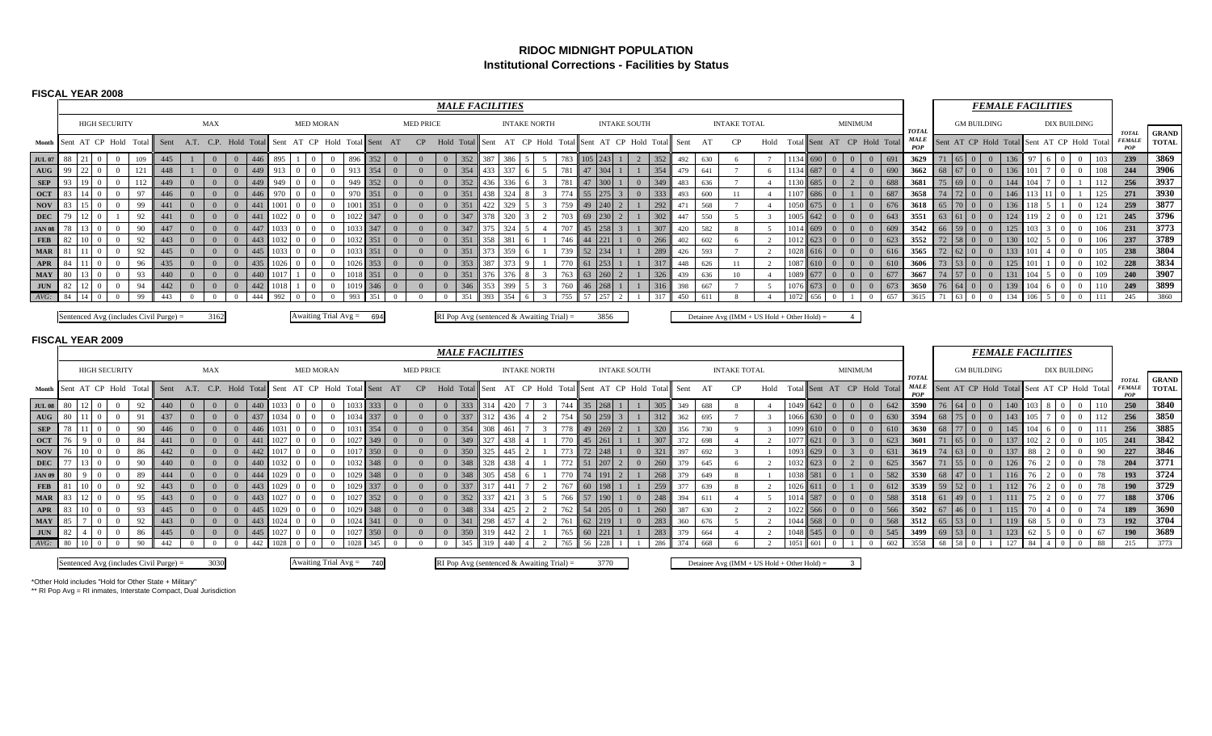# RIDOC MIDNIGHT POPULATION
## Institutional Corrections - Facilities by Status

### FISCAL YEAR 2008

| | MALE FACILITIES | | | | | | | | | | | | | | | | | | | | | | | | | | | | | | | | | | | | | | | | | FEMALE FACILITIES | | | | | | | | | | | |
|---|---|---|---|---|---|---|---|---|---|---|---|---|---|---|---|---|---|---|---|---|---|---|---|---|---|---|---|---|---|---|---|---|---|---|---|---|---|---|---|---|---|---|---|---|---|---|---|---|---|---|---|---|---|
| | HIGH SECURITY | | | | | MAX | | | | | MED MORAN | | | | | MED PRICE | | | | | INTAKE NORTH | | | | | INTAKE SOUTH | | | | | INTAKE TOTAL | | | | | MINIMUM | | | | | TOTAL MALE POP | GM BUILDING | | | | | DIX BUILDING | | | | | TOTAL FEMALE POP | GRAND TOTAL |
| Month | Sent | AT | CP | Hold | Total | Sent | A.T. | C.P. | Hold | Total | Sent | AT | CP | Hold | Total | Sent | AT | CP | Hold | Total | Sent | AT | CP | Hold | Total | Sent | AT | CP | Hold | Total | Sent | AT | CP | Hold | Total | Sent | AT | CP | Hold | Total | | Sent | AT | CP | Hold | Total | Sent | AT | CP | Hold | Total | | |
| JUL 07 | 88 | 21 | 0 | 0 | 109 | 445 | 1 | 0 | 0 | 446 | 895 | 1 | 0 | 0 | 896 | 352 | 0 | 0 | 0 | 352 | 387 | 386 | 5 | 5 | 783 | 105 | 243 | 1 | 2 | 352 | 492 | 630 | 6 | 7 | 1134 | 690 | 0 | 0 | 0 | 691 | 3629 | 71 | 65 | 0 | 0 | 136 | 97 | 6 | 0 | 0 | 103 | 239 | 3869 |
| AUG | 99 | 22 | 0 | 0 | 121 | 448 | 1 | 0 | 0 | 449 | 913 | 0 | 0 | 0 | 913 | 354 | 0 | 0 | 0 | 354 | 433 | 337 | 6 | 5 | 781 | 47 | 304 | 1 | 1 | 354 | 479 | 641 | 7 | 6 | 1134 | 687 | 0 | 4 | 0 | 690 | 3662 | 68 | 67 | 0 | 0 | 136 | 101 | 7 | 0 | 0 | 108 | 244 | 3906 |
| SEP | 93 | 19 | 0 | 0 | 112 | 449 | 0 | 0 | 0 | 449 | 949 | 0 | 0 | 0 | 949 | 352 | 0 | 0 | 0 | 352 | 436 | 336 | 6 | 3 | 781 | 47 | 300 | 1 | 0 | 349 | 483 | 636 | 7 | 4 | 1130 | 685 | 0 | 2 | 0 | 688 | 3681 | 75 | 69 | 0 | 0 | 144 | 104 | 7 | 0 | 1 | 112 | 256 | 3937 |
| OCT | 83 | 14 | 0 | 0 | 97 | 446 | 0 | 0 | 0 | 446 | 970 | 0 | 0 | 0 | 970 | 351 | 0 | 0 | 0 | 351 | 438 | 324 | 8 | 3 | 774 | 55 | 275 | 3 | 0 | 333 | 493 | 600 | 11 | 4 | 1107 | 686 | 0 | 1 | 0 | 687 | 3658 | 74 | 72 | 0 | 0 | 146 | 113 | 11 | 0 | 1 | 125 | 271 | 3930 |
| NOV | 83 | 15 | 0 | 0 | 99 | 441 | 0 | 0 | 0 | 441 | 1001 | 0 | 0 | 0 | 1001 | 351 | 0 | 0 | 0 | 351 | 422 | 329 | 5 | 3 | 759 | 49 | 240 | 2 | 1 | 292 | 471 | 568 | 7 | 4 | 1050 | 675 | 0 | 1 | 0 | 676 | 3618 | 65 | 70 | 0 | 1 | 136 | 118 | 5 | 1 | 0 | 124 | 259 | 3877 |
| DEC | 79 | 12 | 0 | 1 | 92 | 441 | 0 | 0 | 0 | 441 | 1022 | 0 | 0 | 0 | 1022 | 347 | 0 | 0 | 0 | 347 | 378 | 320 | 3 | 2 | 703 | 69 | 230 | 2 | 1 | 302 | 447 | 550 | 5 | 3 | 1005 | 642 | 0 | 0 | 0 | 643 | 3551 | 63 | 61 | 0 | 0 | 124 | 119 | 2 | 0 | 0 | 121 | 245 | 3796 |
| JAN 08 | 78 | 13 | 0 | 0 | 90 | 447 | 0 | 0 | 0 | 447 | 1033 | 0 | 0 | 0 | 1033 | 347 | 0 | 0 | 0 | 347 | 375 | 324 | 5 | 4 | 707 | 45 | 258 | 3 | 1 | 307 | 420 | 582 | 8 | 5 | 1014 | 609 | 0 | 0 | 0 | 609 | 3542 | 66 | 59 | 0 | 0 | 125 | 103 | 3 | 0 | 0 | 106 | 231 | 3773 |
| FEB | 82 | 10 | 0 | 0 | 92 | 443 | 0 | 0 | 0 | 443 | 1032 | 0 | 0 | 0 | 1032 | 351 | 0 | 0 | 0 | 351 | 358 | 381 | 6 | 1 | 746 | 44 | 221 | 1 | 0 | 266 | 402 | 602 | 6 | 2 | 1012 | 623 | 0 | 0 | 0 | 623 | 3552 | 72 | 58 | 0 | 0 | 130 | 102 | 5 | 0 | 0 | 106 | 237 | 3789 |
| MAR | 81 | 11 | 0 | 0 | 92 | 445 | 0 | 0 | 0 | 445 | 1033 | 0 | 0 | 0 | 1033 | 351 | 0 | 0 | 0 | 351 | 373 | 359 | 6 | 1 | 739 | 52 | 234 | 1 | 1 | 289 | 426 | 593 | 7 | 2 | 1028 | 616 | 0 | 0 | 0 | 616 | 3565 | 72 | 62 | 0 | 0 | 133 | 101 | 4 | 0 | 0 | 105 | 238 | 3804 |
| APR | 84 | 11 | 0 | 0 | 96 | 435 | 0 | 0 | 0 | 435 | 1026 | 0 | 0 | 0 | 1026 | 353 | 0 | 0 | 0 | 353 | 387 | 373 | 9 | 1 | 770 | 61 | 253 | 1 | 1 | 317 | 448 | 626 | 11 | 2 | 1087 | 610 | 0 | 0 | 0 | 610 | 3606 | 73 | 53 | 0 | 0 | 125 | 101 | 1 | 0 | 0 | 102 | 228 | 3834 |
| MAY | 80 | 13 | 0 | 0 | 93 | 440 | 0 | 0 | 0 | 440 | 1017 | 1 | 0 | 0 | 1018 | 351 | 0 | 0 | 0 | 351 | 376 | 376 | 8 | 3 | 763 | 63 | 260 | 2 | 1 | 326 | 439 | 636 | 10 | 4 | 1089 | 677 | 0 | 0 | 0 | 677 | 3667 | 74 | 57 | 0 | 0 | 131 | 104 | 5 | 0 | 0 | 109 | 240 | 3907 |
| JUN | 82 | 12 | 0 | 0 | 94 | 442 | 0 | 0 | 0 | 442 | 1018 | 1 | 0 | 0 | 1019 | 346 | 0 | 0 | 0 | 346 | 353 | 399 | 5 | 3 | 760 | 46 | 268 | 1 | 1 | 316 | 398 | 667 | 7 | 5 | 1076 | 673 | 0 | 0 | 0 | 673 | 3650 | 76 | 64 | 0 | 0 | 139 | 104 | 6 | 0 | 0 | 110 | 249 | 3899 |
| AVG: | 84 | 14 | 0 | 0 | 99 | 443 | 0 | 0 | 0 | 444 | 992 | 0 | 0 | 0 | 993 | 351 | 0 | 0 | 0 | 351 | 393 | 354 | 6 | 3 | 755 | 57 | 257 | 2 | 1 | 317 | 450 | 611 | 8 | 4 | 1072 | 656 | 0 | 1 | 0 | 657 | 3615 | 71 | 63 | 0 | 0 | 134 | 106 | 5 | 0 | 0 | 111 | 245 | 3860 |

Sentenced Avg (includes Civil Purge) = 3162 | Awaiting Trial Avg = 694 | RI Pop Avg (sentenced & Awaiting Trial) = 3856 | Detainee Avg (IMM + US Hold + Other Hold) = 4

### FISCAL YEAR 2009

| | MALE FACILITIES | | | | | | | | | | | | | | | | | | | | | | | | | | | | | | | | | | | | | | | | | FEMALE FACILITIES | | | | | | | | | | | |
|---|---|---|---|---|---|---|---|---|---|---|---|---|---|---|---|---|---|---|---|---|---|---|---|---|---|---|---|---|---|---|---|---|---|---|---|---|---|---|---|---|---|---|---|---|---|---|---|---|---|---|---|---|---|
| | HIGH SECURITY | | | | | MAX | | | | | MED MORAN | | | | | MED PRICE | | | | | INTAKE NORTH | | | | | INTAKE SOUTH | | | | | INTAKE TOTAL | | | | | MINIMUM | | | | | TOTAL MALE POP | GM BUILDING | | | | | DIX BUILDING | | | | | TOTAL FEMALE POP | GRAND TOTAL |
| Month | Sent | AT | CP | Hold | Total | Sent | A.T. | C.P. | Hold | Total | Sent | AT | CP | Hold | Total | Sent | AT | CP | Hold | Total | Sent | AT | CP | Hold | Total | Sent | AT | CP | Hold | Total | Sent | AT | CP | Hold | Total | Sent | AT | CP | Hold | Total | | Sent | AT | CP | Hold | Total | Sent | AT | CP | Hold | Total | | |
| JUL 08 | 80 | 12 | 0 | 0 | 92 | 440 | 0 | 0 | 0 | 440 | 1033 | 0 | 0 | 0 | 1033 | 333 | 0 | 0 | 0 | 333 | 314 | 420 | 7 | 3 | 744 | 35 | 268 | 1 | 1 | 305 | 349 | 688 | 8 | 4 | 1049 | 642 | 0 | 0 | 0 | 642 | 3590 | 76 | 64 | 0 | 0 | 140 | 103 | 8 | 0 | 0 | 110 | 250 | 3840 |
| AUG | 80 | 11 | 0 | 0 | 91 | 437 | 0 | 0 | 0 | 437 | 1034 | 0 | 0 | 0 | 1034 | 337 | 0 | 0 | 0 | 337 | 312 | 436 | 4 | 2 | 754 | 50 | 259 | 3 | 1 | 312 | 362 | 695 | 7 | 3 | 1066 | 630 | 0 | 0 | 0 | 630 | 3594 | 68 | 75 | 0 | 0 | 143 | 105 | 7 | 0 | 0 | 112 | 256 | 3850 |
| SEP | 78 | 11 | 0 | 0 | 90 | 446 | 0 | 0 | 0 | 446 | 1031 | 0 | 0 | 0 | 1031 | 354 | 0 | 0 | 0 | 354 | 308 | 461 | 7 | 3 | 778 | 49 | 269 | 2 | 1 | 320 | 356 | 730 | 9 | 3 | 1099 | 610 | 0 | 0 | 0 | 610 | 3630 | 68 | 77 | 0 | 0 | 145 | 104 | 6 | 0 | 0 | 111 | 256 | 3885 |
| OCT | 76 | 9 | 0 | 0 | 84 | 441 | 0 | 0 | 0 | 441 | 1027 | 0 | 0 | 0 | 1027 | 349 | 0 | 0 | 0 | 349 | 327 | 438 | 4 | 1 | 770 | 45 | 261 | 1 | 1 | 307 | 372 | 698 | 4 | 2 | 1077 | 621 | 0 | 3 | 0 | 623 | 3601 | 71 | 65 | 0 | 0 | 137 | 102 | 2 | 0 | 0 | 105 | 241 | 3842 |
| NOV | 76 | 10 | 0 | 0 | 86 | 442 | 0 | 0 | 0 | 442 | 1017 | 0 | 0 | 0 | 1017 | 350 | 0 | 0 | 0 | 350 | 325 | 445 | 2 | 1 | 773 | 72 | 248 | 1 | 1 | 321 | 397 | 692 | 3 | 1 | 1093 | 629 | 0 | 3 | 0 | 631 | 3619 | 74 | 63 | 0 | 0 | 137 | 88 | 2 | 0 | 0 | 90 | 227 | 3846 |
| DEC | 77 | 13 | 0 | 0 | 90 | 440 | 0 | 0 | 0 | 440 | 1032 | 0 | 0 | 0 | 1032 | 348 | 0 | 0 | 0 | 348 | 328 | 438 | 4 | 1 | 772 | 51 | 207 | 2 | 0 | 260 | 379 | 645 | 6 | 2 | 1032 | 623 | 0 | 2 | 0 | 625 | 3567 | 71 | 55 | 0 | 0 | 126 | 76 | 2 | 0 | 0 | 78 | 204 | 3771 |
| JAN 09 | 80 | 9 | 0 | 0 | 89 | 444 | 0 | 0 | 0 | 444 | 1029 | 0 | 0 | 0 | 1029 | 348 | 0 | 0 | 0 | 348 | 305 | 458 | 6 | 1 | 770 | 74 | 191 | 2 | 1 | 268 | 379 | 649 | 8 | 1 | 1038 | 581 | 0 | 1 | 0 | 582 | 3530 | 68 | 47 | 0 | 1 | 116 | 76 | 2 | 0 | 0 | 78 | 193 | 3724 |
| FEB | 81 | 10 | 0 | 0 | 92 | 443 | 0 | 0 | 0 | 443 | 1029 | 0 | 0 | 0 | 1029 | 337 | 0 | 0 | 0 | 337 | 317 | 441 | 7 | 2 | 767 | 60 | 198 | 1 | 1 | 259 | 377 | 639 | 8 | 2 | 1026 | 611 | 0 | 1 | 0 | 612 | 3539 | 59 | 52 | 0 | 1 | 112 | 76 | 2 | 0 | 0 | 78 | 190 | 3729 |
| MAR | 83 | 12 | 0 | 0 | 95 | 443 | 0 | 0 | 0 | 443 | 1027 | 0 | 0 | 0 | 1027 | 352 | 0 | 0 | 0 | 352 | 337 | 421 | 3 | 5 | 766 | 57 | 190 | 1 | 0 | 248 | 394 | 611 | 4 | 5 | 1014 | 587 | 0 | 1 | 0 | 588 | 3518 | 61 | 49 | 0 | 1 | 111 | 75 | 2 | 0 | 0 | 77 | 188 | 3706 |
| APR | 83 | 10 | 0 | 0 | 93 | 445 | 0 | 0 | 0 | 445 | 1029 | 0 | 0 | 0 | 1029 | 348 | 0 | 0 | 0 | 348 | 334 | 425 | 2 | 2 | 762 | 54 | 205 | 0 | 1 | 260 | 387 | 630 | 2 | 2 | 1022 | 566 | 0 | 0 | 0 | 566 | 3502 | 67 | 46 | 0 | 1 | 115 | 70 | 4 | 0 | 0 | 74 | 189 | 3690 |
| MAY | 85 | 7 | 0 | 0 | 92 | 443 | 0 | 0 | 0 | 443 | 1024 | 0 | 0 | 0 | 1024 | 341 | 0 | 0 | 0 | 341 | 298 | 457 | 4 | 2 | 761 | 62 | 219 | 1 | 1 | 283 | 360 | 676 | 5 | 2 | 1044 | 568 | 0 | 0 | 0 | 568 | 3512 | 65 | 53 | 0 | 1 | 119 | 68 | 5 | 0 | 0 | 73 | 192 | 3704 |
| JUN | 82 | 4 | 0 | 0 | 86 | 445 | 0 | 0 | 0 | 445 | 1027 | 0 | 0 | 0 | 1027 | 350 | 0 | 0 | 0 | 350 | 319 | 442 | 2 | 2 | 765 | 60 | 221 | 1 | 1 | 283 | 379 | 664 | 4 | 2 | 1048 | 545 | 0 | 0 | 0 | 545 | 3499 | 69 | 53 | 0 | 1 | 123 | 62 | 5 | 0 | 0 | 67 | 190 | 3689 |
| AVG: | 80 | 10 | 0 | 0 | 90 | 442 | 0 | 0 | 0 | 442 | 1028 | 0 | 0 | 0 | 1028 | 345 | 0 | 0 | 0 | 345 | 319 | 440 | 4 | 2 | 765 | 56 | 228 | 1 | 1 | 286 | 374 | 668 | 6 | 2 | 1051 | 601 | 0 | 1 | 0 | 602 | 3558 | 68 | 58 | 0 | 1 | 127 | 84 | 4 | 0 | 0 | 88 | 215 | 3773 |

Sentenced Avg (includes Civil Purge) = 3030 | Awaiting Trial Avg = 740 | RI Pop Avg (sentenced & Awaiting Trial) = 3770 | Detainee Avg (IMM + US Hold + Other Hold) = 3

*Other Hold includes "Hold for Other State + Military"

** RI Pop Avg = RI inmates, Interstate Compact, Dual Jurisdiction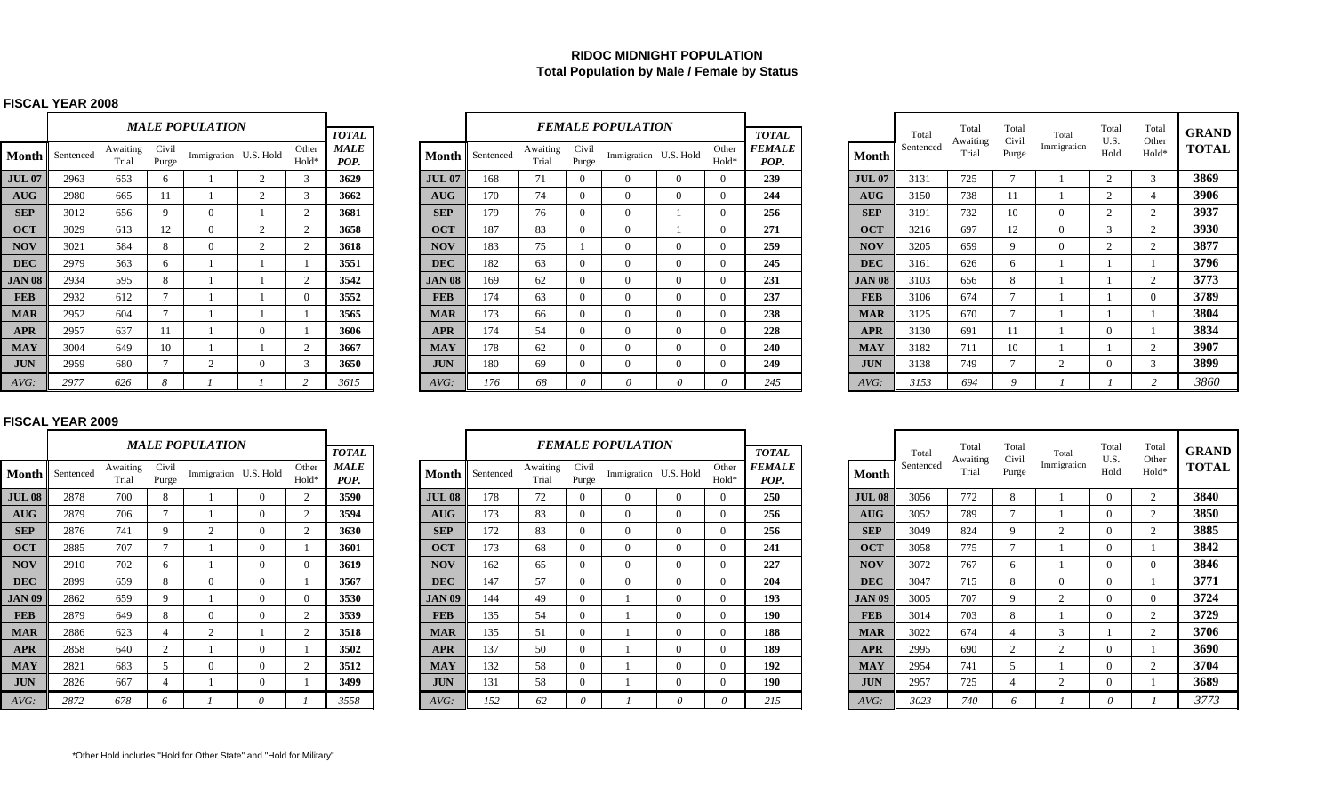# RIDOC MIDNIGHT POPULATION
## Total Population by Male / Female by Status

### FISCAL YEAR 2008

| | *MALE POPULATION* | | | | | | *TOTAL* |
|---|---|---|---|---|---|---|---|
| **Month** | Sentenced | Awaiting Trial | Civil Purge | Immigration | U.S. Hold | Other Hold* | ***MALE POP.*** |
| **JUL 07** | 2963 | 653 | 6 | 1 | 2 | 3 | **3629** |
| **AUG** | 2980 | 665 | 11 | 1 | 2 | 3 | **3662** |
| **SEP** | 3012 | 656 | 9 | 0 | 1 | 2 | **3681** |
| **OCT** | 3029 | 613 | 12 | 0 | 2 | 2 | **3658** |
| **NOV** | 3021 | 584 | 8 | 0 | 2 | 2 | **3618** |
| **DEC** | 2979 | 563 | 6 | 1 | 1 | 1 | **3551** |
| **JAN 08** | 2934 | 595 | 8 | 1 | 1 | 2 | **3542** |
| **FEB** | 2932 | 612 | 7 | 1 | 1 | 0 | **3552** |
| **MAR** | 2952 | 604 | 7 | 1 | 1 | 1 | **3565** |
| **APR** | 2957 | 637 | 11 | 1 | 0 | 1 | **3606** |
| **MAY** | 3004 | 649 | 10 | 1 | 1 | 2 | **3667** |
| **JUN** | 2959 | 680 | 7 | 2 | 0 | 3 | **3650** |
| *AVG:* | *2977* | *626* | *8* | *1* | *1* | *2* | *3615* |

| | *FEMALE POPULATION* | | | | | | *TOTAL* |
|---|---|---|---|---|---|---|---|
| **Month** | Sentenced | Awaiting Trial | Civil Purge | Immigration | U.S. Hold | Other Hold* | ***FEMALE POP.*** |
| **JUL 07** | 168 | 71 | 0 | 0 | 0 | 0 | **239** |
| **AUG** | 170 | 74 | 0 | 0 | 0 | 0 | **244** |
| **SEP** | 179 | 76 | 0 | 0 | 1 | 0 | **256** |
| **OCT** | 187 | 83 | 0 | 0 | 1 | 0 | **271** |
| **NOV** | 183 | 75 | 1 | 0 | 0 | 0 | **259** |
| **DEC** | 182 | 63 | 0 | 0 | 0 | 0 | **245** |
| **JAN 08** | 169 | 62 | 0 | 0 | 0 | 0 | **231** |
| **FEB** | 174 | 63 | 0 | 0 | 0 | 0 | **237** |
| **MAR** | 173 | 66 | 0 | 0 | 0 | 0 | **238** |
| **APR** | 174 | 54 | 0 | 0 | 0 | 0 | **228** |
| **MAY** | 178 | 62 | 0 | 0 | 0 | 0 | **240** |
| **JUN** | 180 | 69 | 0 | 0 | 0 | 0 | **249** |
| *AVG:* | *176* | *68* | *0* | *0* | *0* | *0* | *245* |

| **Month** | Total Sentenced | Total Awaiting Trial | Total Civil Purge | Total Immigration | Total U.S. Hold | Total Other Hold* | **GRAND TOTAL** |
|---|---|---|---|---|---|---|---|
| **JUL 07** | 3131 | 725 | 7 | 1 | 2 | 3 | **3869** |
| **AUG** | 3150 | 738 | 11 | 1 | 2 | 4 | **3906** |
| **SEP** | 3191 | 732 | 10 | 0 | 2 | 2 | **3937** |
| **OCT** | 3216 | 697 | 12 | 0 | 3 | 2 | **3930** |
| **NOV** | 3205 | 659 | 9 | 0 | 2 | 2 | **3877** |
| **DEC** | 3161 | 626 | 6 | 1 | 1 | 1 | **3796** |
| **JAN 08** | 3103 | 656 | 8 | 1 | 1 | 2 | **3773** |
| **FEB** | 3106 | 674 | 7 | 1 | 1 | 0 | **3789** |
| **MAR** | 3125 | 670 | 7 | 1 | 1 | 1 | **3804** |
| **APR** | 3130 | 691 | 11 | 1 | 0 | 1 | **3834** |
| **MAY** | 3182 | 711 | 10 | 1 | 1 | 2 | **3907** |
| **JUN** | 3138 | 749 | 7 | 2 | 0 | 3 | **3899** |
| *AVG:* | *3153* | *694* | *9* | *1* | *1* | *2* | *3860* |

### FISCAL YEAR 2009

| | *MALE POPULATION* | | | | | | *TOTAL* |
|---|---|---|---|---|---|---|---|
| **Month** | Sentenced | Awaiting Trial | Civil Purge | Immigration | U.S. Hold | Other Hold* | ***MALE POP.*** |
| **JUL 08** | 2878 | 700 | 8 | 1 | 0 | 2 | **3590** |
| **AUG** | 2879 | 706 | 7 | 1 | 0 | 2 | **3594** |
| **SEP** | 2876 | 741 | 9 | 2 | 0 | 2 | **3630** |
| **OCT** | 2885 | 707 | 7 | 1 | 0 | 1 | **3601** |
| **NOV** | 2910 | 702 | 6 | 1 | 0 | 0 | **3619** |
| **DEC** | 2899 | 659 | 8 | 0 | 0 | 1 | **3567** |
| **JAN 09** | 2862 | 659 | 9 | 1 | 0 | 0 | **3530** |
| **FEB** | 2879 | 649 | 8 | 0 | 0 | 2 | **3539** |
| **MAR** | 2886 | 623 | 4 | 2 | 1 | 2 | **3518** |
| **APR** | 2858 | 640 | 2 | 1 | 0 | 1 | **3502** |
| **MAY** | 2821 | 683 | 5 | 0 | 0 | 2 | **3512** |
| **JUN** | 2826 | 667 | 4 | 1 | 0 | 1 | **3499** |
| *AVG:* | *2872* | *678* | *6* | *1* | *0* | *1* | *3558* |

| | *FEMALE POPULATION* | | | | | | *TOTAL* |
|---|---|---|---|---|---|---|---|
| **Month** | Sentenced | Awaiting Trial | Civil Purge | Immigration | U.S. Hold | Other Hold* | ***FEMALE POP.*** |
| **JUL 08** | 178 | 72 | 0 | 0 | 0 | 0 | **250** |
| **AUG** | 173 | 83 | 0 | 0 | 0 | 0 | **256** |
| **SEP** | 172 | 83 | 0 | 0 | 0 | 0 | **256** |
| **OCT** | 173 | 68 | 0 | 0 | 0 | 0 | **241** |
| **NOV** | 162 | 65 | 0 | 0 | 0 | 0 | **227** |
| **DEC** | 147 | 57 | 0 | 0 | 0 | 0 | **204** |
| **JAN 09** | 144 | 49 | 0 | 1 | 0 | 0 | **193** |
| **FEB** | 135 | 54 | 0 | 1 | 0 | 0 | **190** |
| **MAR** | 135 | 51 | 0 | 1 | 0 | 0 | **188** |
| **APR** | 137 | 50 | 0 | 1 | 0 | 0 | **189** |
| **MAY** | 132 | 58 | 0 | 1 | 0 | 0 | **192** |
| **JUN** | 131 | 58 | 0 | 1 | 0 | 0 | **190** |
| *AVG:* | *152* | *62* | *0* | *1* | *0* | *0* | *215* |

| **Month** | Total Sentenced | Total Awaiting Trial | Total Civil Purge | Total Immigration | Total U.S. Hold | Total Other Hold* | **GRAND TOTAL** |
|---|---|---|---|---|---|---|---|
| **JUL 08** | 3056 | 772 | 8 | 1 | 0 | 2 | **3840** |
| **AUG** | 3052 | 789 | 7 | 1 | 0 | 2 | **3850** |
| **SEP** | 3049 | 824 | 9 | 2 | 0 | 2 | **3885** |
| **OCT** | 3058 | 775 | 7 | 1 | 0 | 1 | **3842** |
| **NOV** | 3072 | 767 | 6 | 1 | 0 | 0 | **3846** |
| **DEC** | 3047 | 715 | 8 | 0 | 0 | 1 | **3771** |
| **JAN 09** | 3005 | 707 | 9 | 2 | 0 | 0 | **3724** |
| **FEB** | 3014 | 703 | 8 | 1 | 0 | 2 | **3729** |
| **MAR** | 3022 | 674 | 4 | 3 | 1 | 2 | **3706** |
| **APR** | 2995 | 690 | 2 | 2 | 0 | 1 | **3690** |
| **MAY** | 2954 | 741 | 5 | 1 | 0 | 2 | **3704** |
| **JUN** | 2957 | 725 | 4 | 2 | 0 | 1 | **3689** |
| *AVG:* | *3023* | *740* | *6* | *1* | *0* | *1* | *3773* |

*Other Hold includes "Hold for Other State" and "Hold for Military"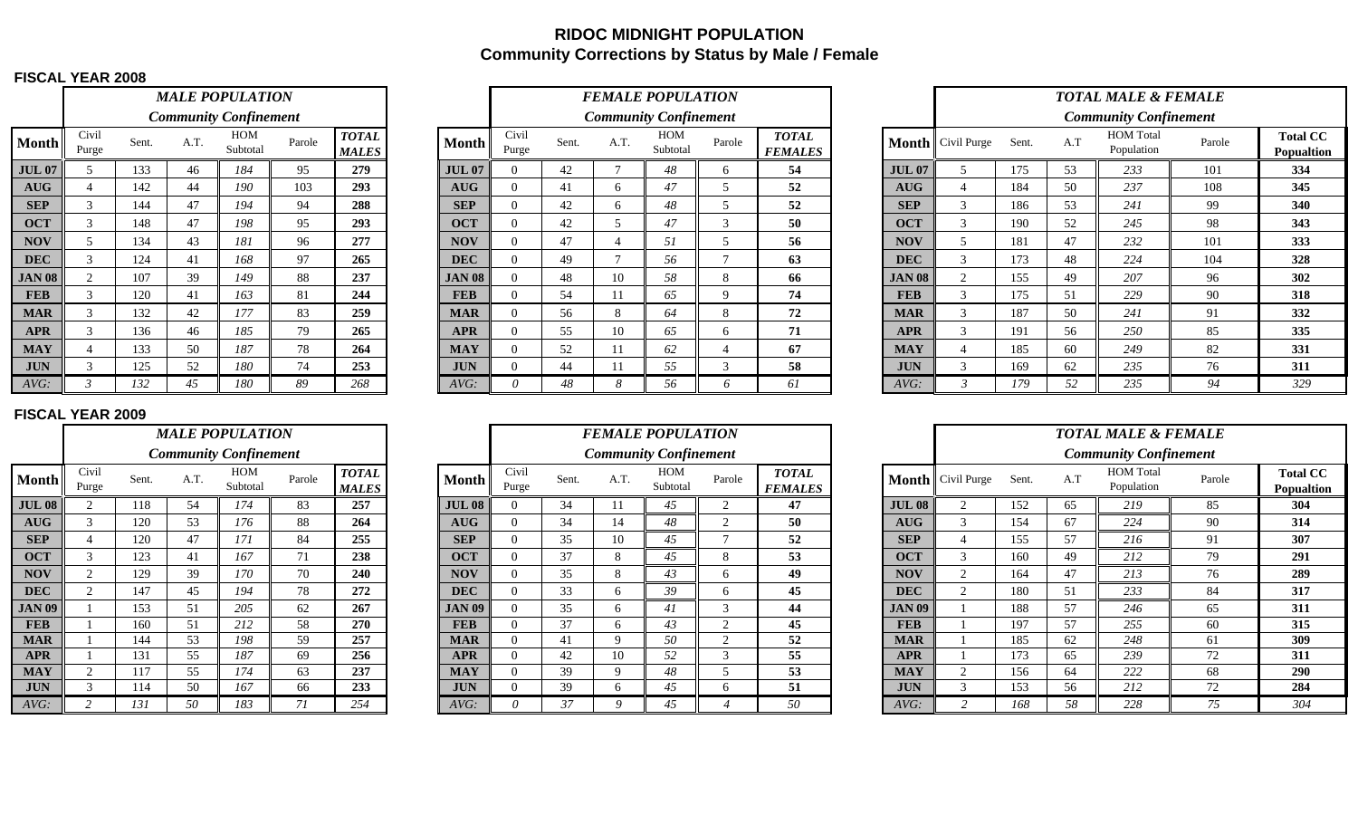# RIDOC MIDNIGHT POPULATION
## Community Corrections by Status by Male / Female

### FISCAL YEAR 2008

| | *MALE POPULATION* | | | | | |
|---|---|---|---|---|---|---|
| | *Community Confinement* | | | | | |
| **Month** | Civil Purge | Sent. | A.T. | HOM Subtotal | Parole | ***TOTAL MALES*** |
| **JUL 07** | 5 | 133 | 46 | *184* | 95 | **279** |
| **AUG** | 4 | 142 | 44 | *190* | 103 | **293** |
| **SEP** | 3 | 144 | 47 | *194* | 94 | **288** |
| **OCT** | 3 | 148 | 47 | *198* | 95 | **293** |
| **NOV** | 5 | 134 | 43 | *181* | 96 | **277** |
| **DEC** | 3 | 124 | 41 | *168* | 97 | **265** |
| **JAN 08** | 2 | 107 | 39 | *149* | 88 | **237** |
| **FEB** | 3 | 120 | 41 | *163* | 81 | **244** |
| **MAR** | 3 | 132 | 42 | *177* | 83 | **259** |
| **APR** | 3 | 136 | 46 | *185* | 79 | **265** |
| **MAY** | 4 | 133 | 50 | *187* | 78 | **264** |
| **JUN** | 3 | 125 | 52 | *180* | 74 | **253** |
| *AVG:* | *3* | *132* | *45* | *180* | *89* | *268* |

| | *FEMALE POPULATION* | | | | | |
|---|---|---|---|---|---|---|
| | *Community Confinement* | | | | | |
| **Month** | Civil Purge | Sent. | A.T. | HOM Subtotal | Parole | ***TOTAL FEMALES*** |
| **JUL 07** | 0 | 42 | 7 | *48* | 6 | **54** |
| **AUG** | 0 | 41 | 6 | *47* | 5 | **52** |
| **SEP** | 0 | 42 | 6 | *48* | 5 | **52** |
| **OCT** | 0 | 42 | 5 | *47* | 3 | **50** |
| **NOV** | 0 | 47 | 4 | *51* | 5 | **56** |
| **DEC** | 0 | 49 | 7 | *56* | 7 | **63** |
| **JAN 08** | 0 | 48 | 10 | *58* | 8 | **66** |
| **FEB** | 0 | 54 | 11 | *65* | 9 | **74** |
| **MAR** | 0 | 56 | 8 | *64* | 8 | **72** |
| **APR** | 0 | 55 | 10 | *65* | 6 | **71** |
| **MAY** | 0 | 52 | 11 | *62* | 4 | **67** |
| **JUN** | 0 | 44 | 11 | *55* | 3 | **58** |
| *AVG:* | *0* | *48* | *8* | *56* | *6* | *61* |

| | *TOTAL MALE & FEMALE* | | | | | |
|---|---|---|---|---|---|---|
| | *Community Confinement* | | | | | |
| **Month** | Civil Purge | Sent. | A.T | HOM Total Population | Parole | **Total CC Popualtion** |
| **JUL 07** | 5 | 175 | 53 | *233* | 101 | **334** |
| **AUG** | 4 | 184 | 50 | *237* | 108 | **345** |
| **SEP** | 3 | 186 | 53 | *241* | 99 | **340** |
| **OCT** | 3 | 190 | 52 | *245* | 98 | **343** |
| **NOV** | 5 | 181 | 47 | *232* | 101 | **333** |
| **DEC** | 3 | 173 | 48 | *224* | 104 | **328** |
| **JAN 08** | 2 | 155 | 49 | *207* | 96 | **302** |
| **FEB** | 3 | 175 | 51 | *229* | 90 | **318** |
| **MAR** | 3 | 187 | 50 | *241* | 91 | **332** |
| **APR** | 3 | 191 | 56 | *250* | 85 | **335** |
| **MAY** | 4 | 185 | 60 | *249* | 82 | **331** |
| **JUN** | 3 | 169 | 62 | *235* | 76 | **311** |
| *AVG:* | *3* | *179* | *52* | *235* | *94* | *329* |

### FISCAL YEAR 2009

| | *MALE POPULATION* | | | | | |
|---|---|---|---|---|---|---|
| | *Community Confinement* | | | | | |
| **Month** | Civil Purge | Sent. | A.T. | HOM Subtotal | Parole | ***TOTAL MALES*** |
| **JUL 08** | 2 | 118 | 54 | *174* | 83 | **257** |
| **AUG** | 3 | 120 | 53 | *176* | 88 | **264** |
| **SEP** | 4 | 120 | 47 | *171* | 84 | **255** |
| **OCT** | 3 | 123 | 41 | *167* | 71 | **238** |
| **NOV** | 2 | 129 | 39 | *170* | 70 | **240** |
| **DEC** | 2 | 147 | 45 | *194* | 78 | **272** |
| **JAN 09** | 1 | 153 | 51 | *205* | 62 | **267** |
| **FEB** | 1 | 160 | 51 | *212* | 58 | **270** |
| **MAR** | 1 | 144 | 53 | *198* | 59 | **257** |
| **APR** | 1 | 131 | 55 | *187* | 69 | **256** |
| **MAY** | 2 | 117 | 55 | *174* | 63 | **237** |
| **JUN** | 3 | 114 | 50 | *167* | 66 | **233** |
| *AVG:* | *2* | *131* | *50* | *183* | *71* | *254* |

| | *FEMALE POPULATION* | | | | | |
|---|---|---|---|---|---|---|
| | *Community Confinement* | | | | | |
| **Month** | Civil Purge | Sent. | A.T. | HOM Subtotal | Parole | ***TOTAL FEMALES*** |
| **JUL 08** | 0 | 34 | 11 | *45* | 2 | **47** |
| **AUG** | 0 | 34 | 14 | *48* | 2 | **50** |
| **SEP** | 0 | 35 | 10 | *45* | 7 | **52** |
| **OCT** | 0 | 37 | 8 | *45* | 8 | **53** |
| **NOV** | 0 | 35 | 8 | *43* | 6 | **49** |
| **DEC** | 0 | 33 | 6 | *39* | 6 | **45** |
| **JAN 09** | 0 | 35 | 6 | *41* | 3 | **44** |
| **FEB** | 0 | 37 | 6 | *43* | 2 | **45** |
| **MAR** | 0 | 41 | 9 | *50* | 2 | **52** |
| **APR** | 0 | 42 | 10 | *52* | 3 | **55** |
| **MAY** | 0 | 39 | 9 | *48* | 5 | **53** |
| **JUN** | 0 | 39 | 6 | *45* | 6 | **51** |
| *AVG:* | *0* | *37* | *9* | *45* | *4* | *50* |

| | *TOTAL MALE & FEMALE* | | | | | |
|---|---|---|---|---|---|---|
| | *Community Confinement* | | | | | |
| **Month** | Civil Purge | Sent. | A.T | HOM Total Population | Parole | **Total CC Popualtion** |
| **JUL 08** | 2 | 152 | 65 | *219* | 85 | **304** |
| **AUG** | 3 | 154 | 67 | *224* | 90 | **314** |
| **SEP** | 4 | 155 | 57 | *216* | 91 | **307** |
| **OCT** | 3 | 160 | 49 | *212* | 79 | **291** |
| **NOV** | 2 | 164 | 47 | *213* | 76 | **289** |
| **DEC** | 2 | 180 | 51 | *233* | 84 | **317** |
| **JAN 09** | 1 | 188 | 57 | *246* | 65 | **311** |
| **FEB** | 1 | 197 | 57 | *255* | 60 | **315** |
| **MAR** | 1 | 185 | 62 | *248* | 61 | **309** |
| **APR** | 1 | 173 | 65 | *239* | 72 | **311** |
| **MAY** | 2 | 156 | 64 | *222* | 68 | **290** |
| **JUN** | 3 | 153 | 56 | *212* | 72 | **284** |
| *AVG:* | *2* | *168* | *58* | *228* | *75* | *304* |